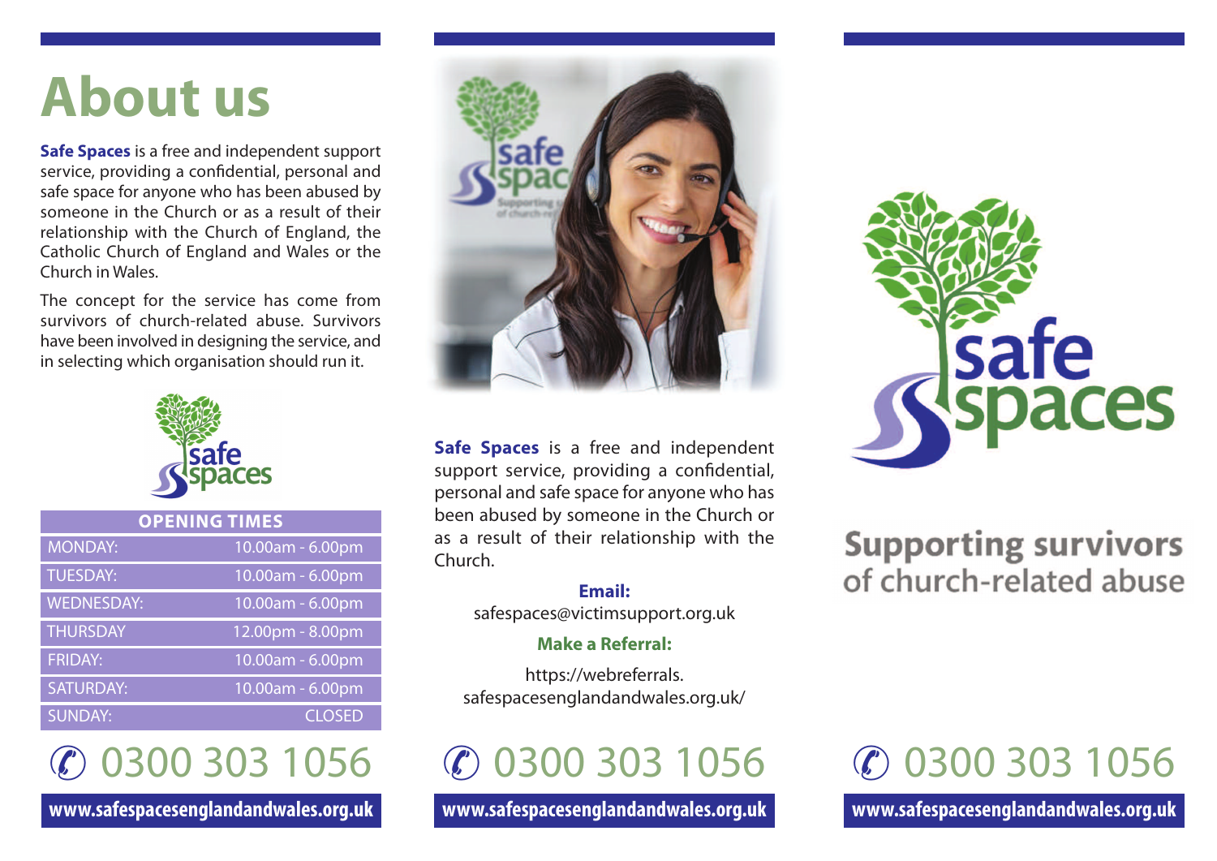# About us

**Safe Spaces** is a free and independent support service, providing a confidential, personal and safe space for anyone who has been abused by someone in the Church or as a result of their relationship with the Church of England, the Catholic Church of England and Wales or the Church in Wales.

The concept for the service has come from survivors of church-related abuse. Survivors have been involved in designing the service, and in selecting which organisation should run it.

| OPENING TIMES | |
|---|---|
| MONDAY: | 10.00am - 6.00pm |
| TUESDAY: | 10.00am - 6.00pm |
| WEDNESDAY: | 10.00am - 6.00pm |
| THURSDAY | 12.00pm - 8.00pm |
| FRIDAY: | 10.00am - 6.00pm |
| SATURDAY: | 10.00am - 6.00pm |
| SUNDAY: | CLOSED |

0300 303 1056

**www.safespacesenglandandwales.org.uk**

**Safe Spaces** is a free and independent support service, providing a confidential, personal and safe space for anyone who has been abused by someone in the Church or as a result of their relationship with the Church.

**Email:**
safespaces@victimsupport.org.uk

**Make a Referral:**

https://webreferrals.safespacesenglandandwales.org.uk/

0300 303 1056

**www.safespacesenglandandwales.org.uk**

safe spaces

## Supporting survivors of church-related abuse

0300 303 1056

**www.safespacesenglandandwales.org.uk**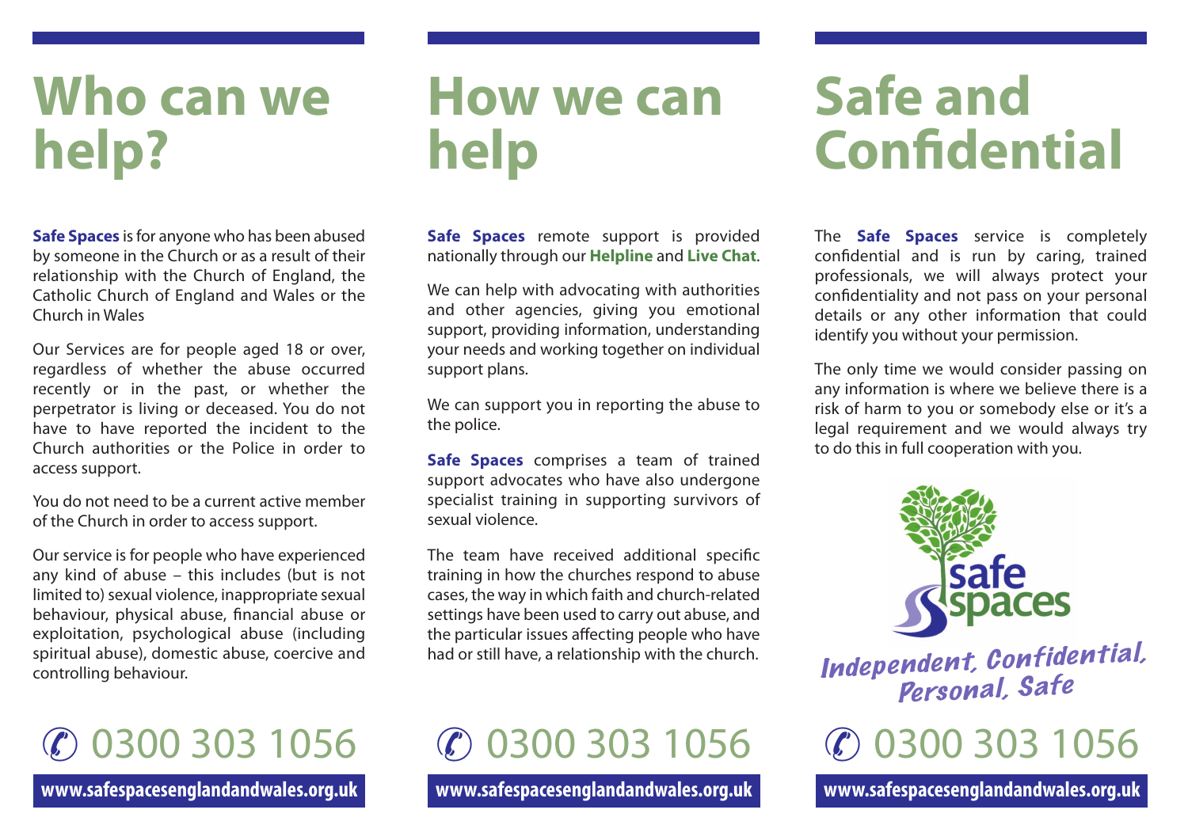# Who can we help?

**Safe Spaces** is for anyone who has been abused by someone in the Church or as a result of their relationship with the Church of England, the Catholic Church of England and Wales or the Church in Wales

Our Services are for people aged 18 or over, regardless of whether the abuse occurred recently or in the past, or whether the perpetrator is living or deceased. You do not have to have reported the incident to the Church authorities or the Police in order to access support.

You do not need to be a current active member of the Church in order to access support.

Our service is for people who have experienced any kind of abuse – this includes (but is not limited to) sexual violence, inappropriate sexual behaviour, physical abuse, financial abuse or exploitation, psychological abuse (including spiritual abuse), domestic abuse, coercive and controlling behaviour.

0300 303 1056

**www.safespacesenglandandwales.org.uk**

# How we can help

**Safe Spaces** remote support is provided nationally through our **Helpline** and **Live Chat**.

We can help with advocating with authorities and other agencies, giving you emotional support, providing information, understanding your needs and working together on individual support plans.

We can support you in reporting the abuse to the police.

**Safe Spaces** comprises a team of trained support advocates who have also undergone specialist training in supporting survivors of sexual violence.

The team have received additional specific training in how the churches respond to abuse cases, the way in which faith and church-related settings have been used to carry out abuse, and the particular issues affecting people who have had or still have, a relationship with the church.

0300 303 1056

**www.safespacesenglandandwales.org.uk**

# Safe and Confidential

The **Safe Spaces** service is completely confidential and is run by caring, trained professionals, we will always protect your confidentiality and not pass on your personal details or any other information that could identify you without your permission.

The only time we would consider passing on any information is where we believe there is a risk of harm to you or somebody else or it's a legal requirement and we would always try to do this in full cooperation with you.

safe spaces

*Independent, Confidential, Personal, Safe*

0300 303 1056

**www.safespacesenglandandwales.org.uk**